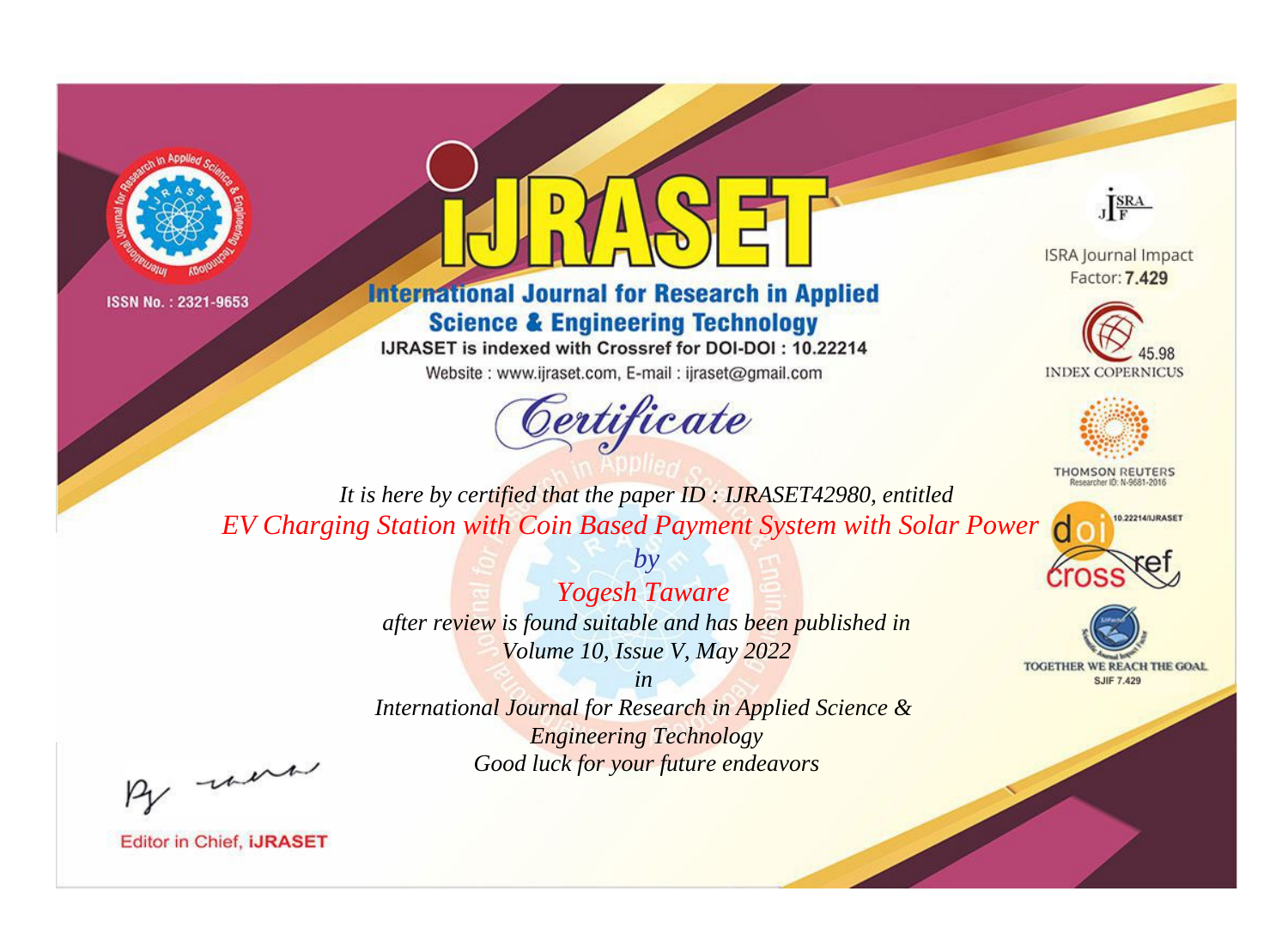ISSN No. : 2321-9653

# IJRASET

## International Journal for Research in Applied Science & Engineering Technology

IJRASET is indexed with Crossref for DOI-DOI : 10.22214

Website : www.ijraset.com, E-mail : ijraset@gmail.com

ISRA Journal Impact Factor: **7.429**

45.98 INDEX COPERNICUS

THOMSON REUTERS Researcher ID: N-9681-2016

10.22214/IJRASET

TOGETHER WE REACH THE GOAL SJIF 7.429

## *Certificate*

*It is here by certified that the paper ID : IJRASET42980, entitled*

*EV Charging Station with Coin Based Payment System with Solar Power*

*by*

*Yogesh Taware*

*after review is found suitable and has been published in*

*Volume 10, Issue V, May 2022*

*in*

*International Journal for Research in Applied Science & Engineering Technology*

*Good luck for your future endeavors*

Editor in Chief, **iJRASET**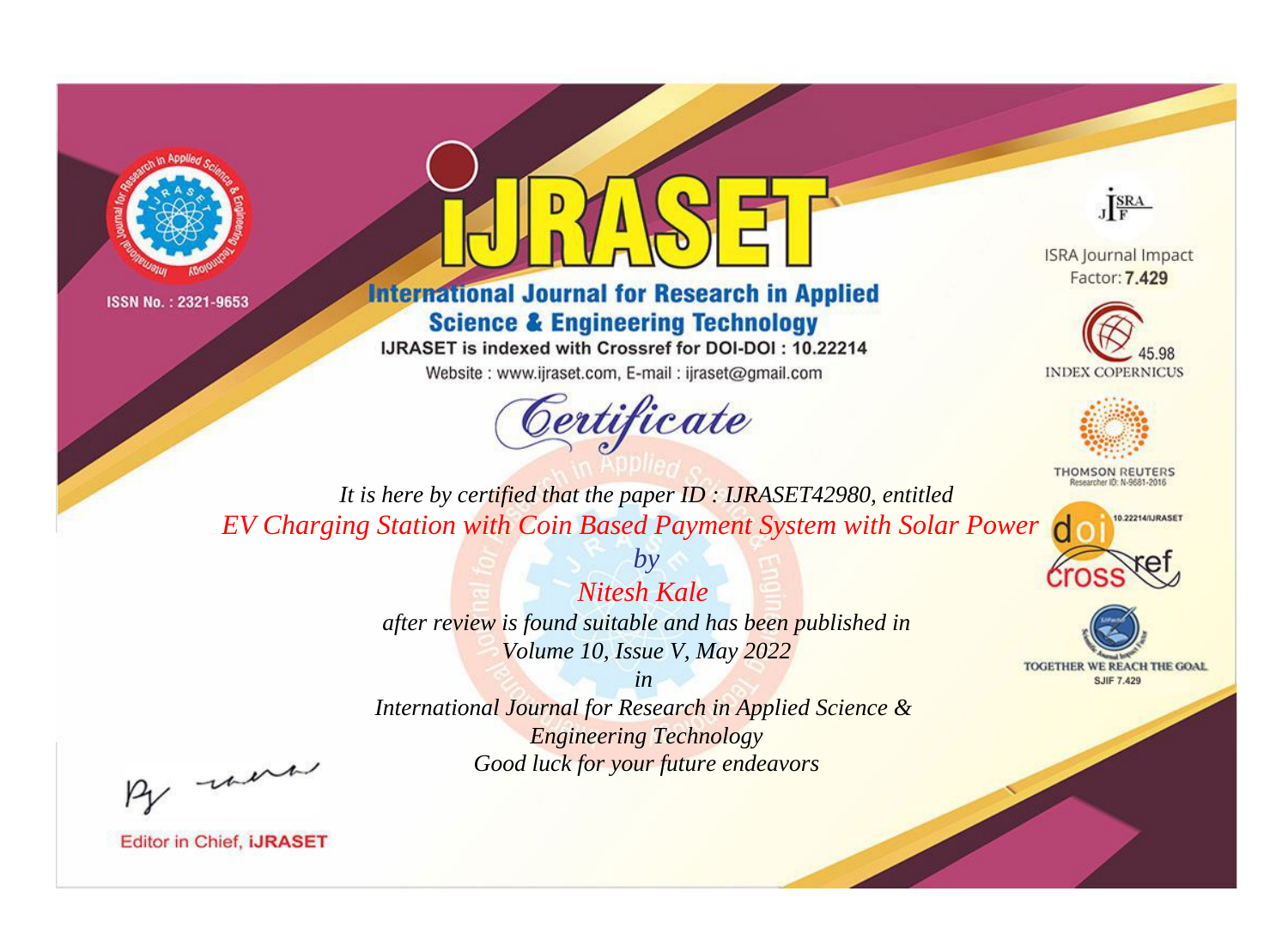ISSN No. : 2321-9653

# iJRASET

## International Journal for Research in Applied Science & Engineering Technology

IJRASET is indexed with Crossref for DOI-DOI : 10.22214

Website : www.ijraset.com, E-mail : ijraset@gmail.com

ISRA Journal Impact Factor: **7.429**

45.98 INDEX COPERNICUS

THOMSON REUTERS Researcher ID: N-9681-2016

10.22214/IJRASET

TOGETHER WE REACH THE GOAL SJIF 7.429

*Certificate*

*It is here by certified that the paper ID : IJRASET42980, entitled*

*EV Charging Station with Coin Based Payment System with Solar Power*

*by*

*Nitesh Kale*

*after review is found suitable and has been published in*

*Volume 10, Issue V, May 2022*

*in*

*International Journal for Research in Applied Science & Engineering Technology*

*Good luck for your future endeavors*

Editor in Chief, **iJRASET**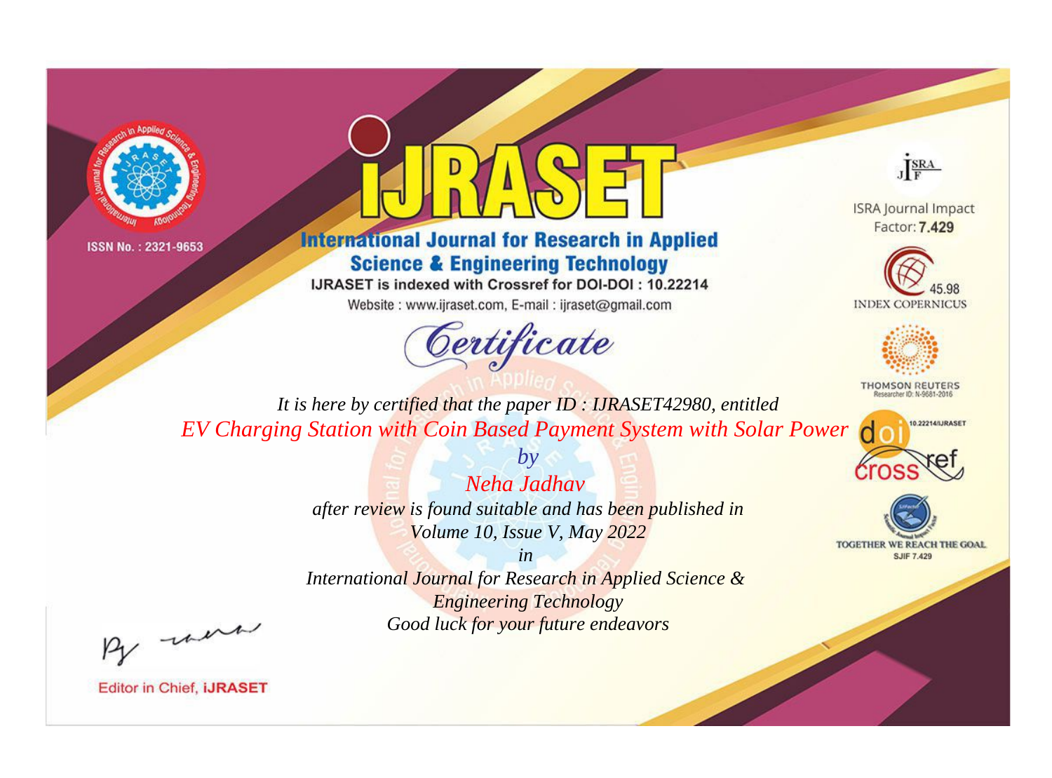ISSN No. : 2321-9653

# iJRASET

## International Journal for Research in Applied Science & Engineering Technology

IJRASET is indexed with Crossref for DOI-DOI : 10.22214

Website : www.ijraset.com, E-mail : ijraset@gmail.com

ISRA Journal Impact Factor: **7.429**

45.98 INDEX COPERNICUS

THOMSON REUTERS Researcher ID: N-9681-2016

10.22214/IJRASET

TOGETHER WE REACH THE GOAL SJIF 7.429

# *Certificate*

*It is here by certified that the paper ID : IJRASET42980, entitled*

*EV Charging Station with Coin Based Payment System with Solar Power*

*by*

*Neha Jadhav*

*after review is found suitable and has been published in*

*Volume 10, Issue V, May 2022*

*in*

*International Journal for Research in Applied Science & Engineering Technology*

*Good luck for your future endeavors*

Editor in Chief, **iJRASET**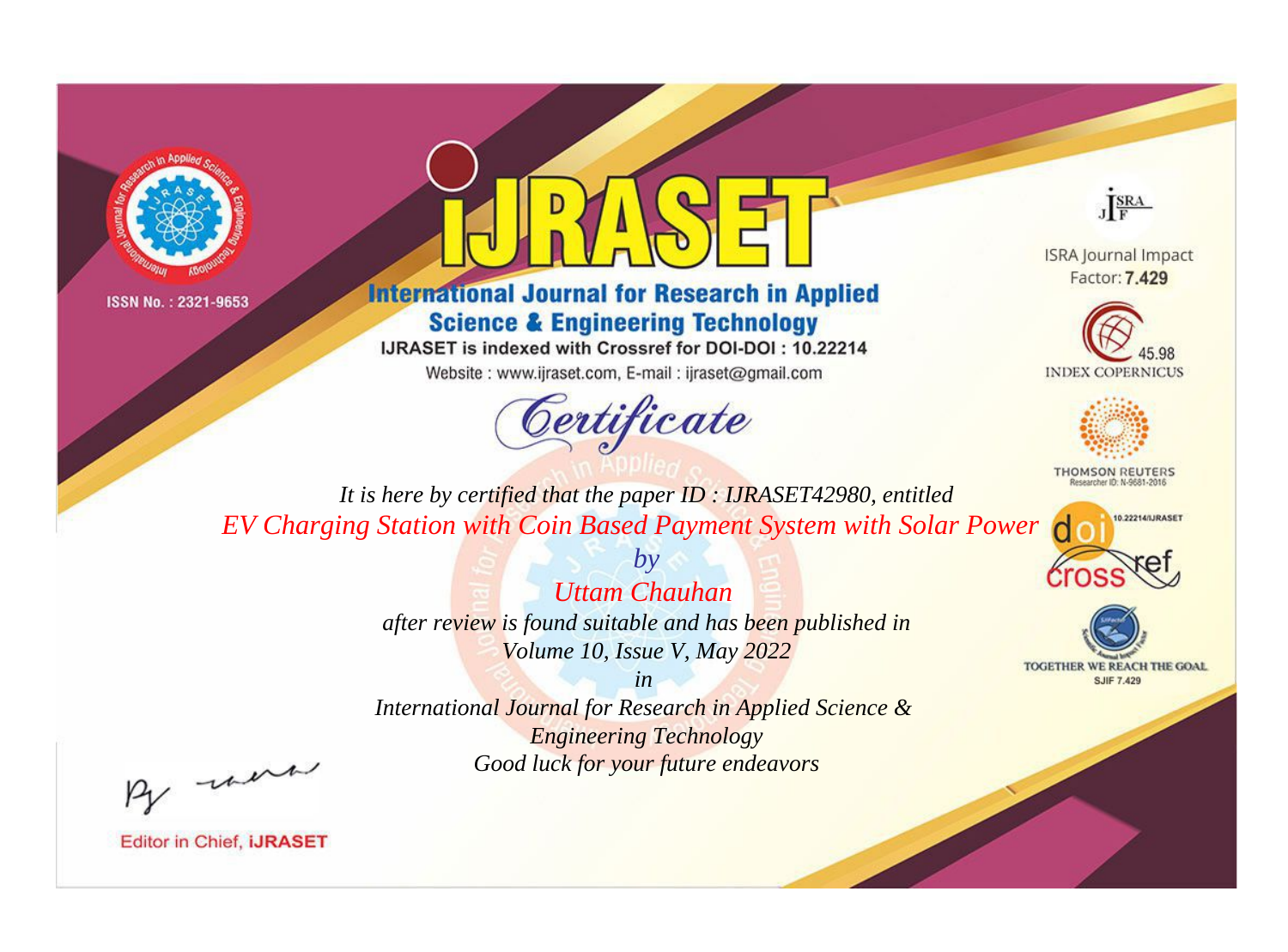ISSN No. : 2321-9653

# iJRASET

## International Journal for Research in Applied Science & Engineering Technology

IJRASET is indexed with Crossref for DOI-DOI : 10.22214

Website : www.ijraset.com, E-mail : ijraset@gmail.com

ISRA Journal Impact Factor: **7.429**

45.98 INDEX COPERNICUS

THOMSON REUTERS Researcher ID: N-9681-2016

10.22214/IJRASET

TOGETHER WE REACH THE GOAL SJIF 7.429

*Certificate*

*It is here by certified that the paper ID : IJRASET42980, entitled*

*EV Charging Station with Coin Based Payment System with Solar Power*

*by*

*Uttam Chauhan*

*after review is found suitable and has been published in*

*Volume 10, Issue V, May 2022*

*in*

*International Journal for Research in Applied Science & Engineering Technology*

*Good luck for your future endeavors*

Editor in Chief, **iJRASET**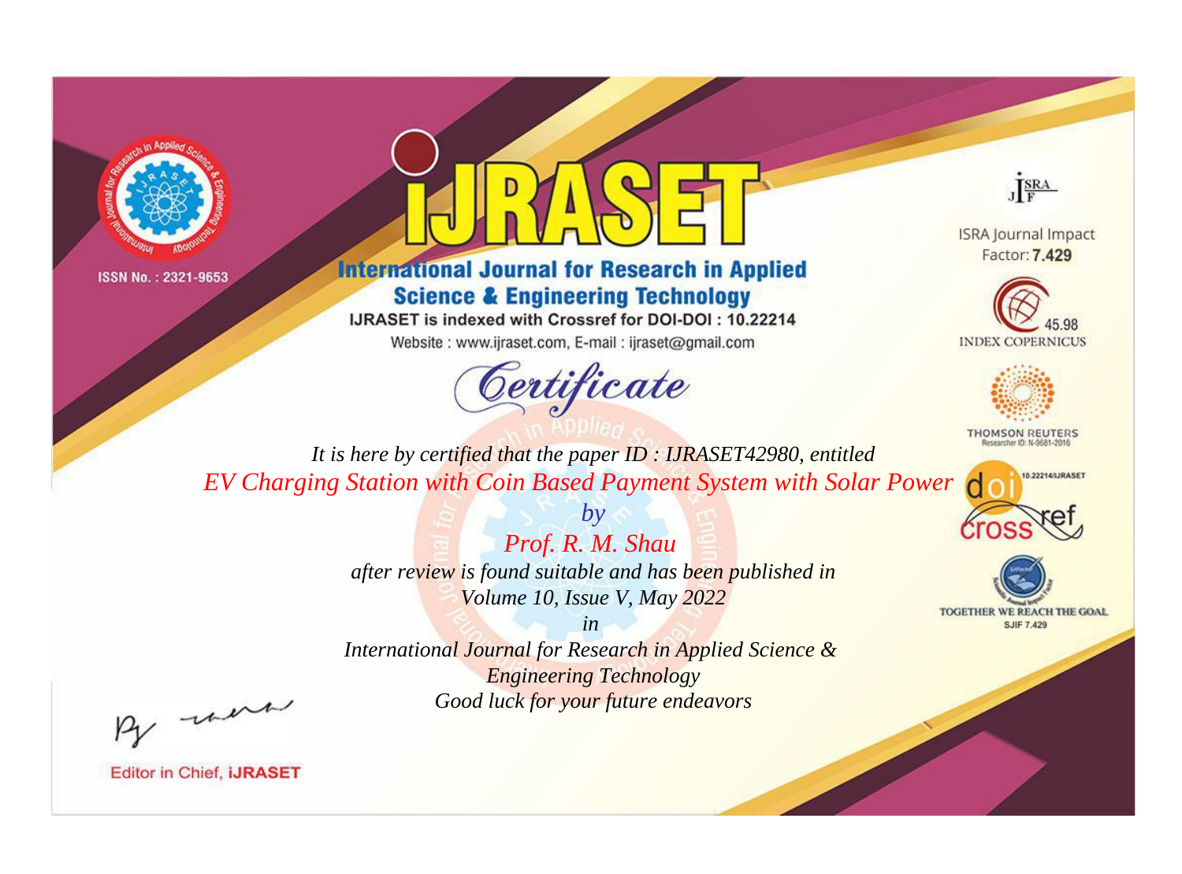ISSN No. : 2321-9653

# iJRASET

## International Journal for Research in Applied Science & Engineering Technology

IJRASET is indexed with Crossref for DOI-DOI : 10.22214

Website : www.ijraset.com, E-mail : ijraset@gmail.com

ISRA Journal Impact Factor: **7.429**

45.98 INDEX COPERNICUS

THOMSON REUTERS Researcher ID: N-9681-2016

10.22214/IJRASET

TOGETHER WE REACH THE GOAL SJIF 7.429

*Certificate*

*It is here by certified that the paper ID : IJRASET42980, entitled*

*EV Charging Station with Coin Based Payment System with Solar Power*

*by*

*Prof. R. M. Shau*

*after review is found suitable and has been published in*

*Volume 10, Issue V, May 2022*

*in*

*International Journal for Research in Applied Science & Engineering Technology*

*Good luck for your future endeavors*

Editor in Chief, **iJRASET**